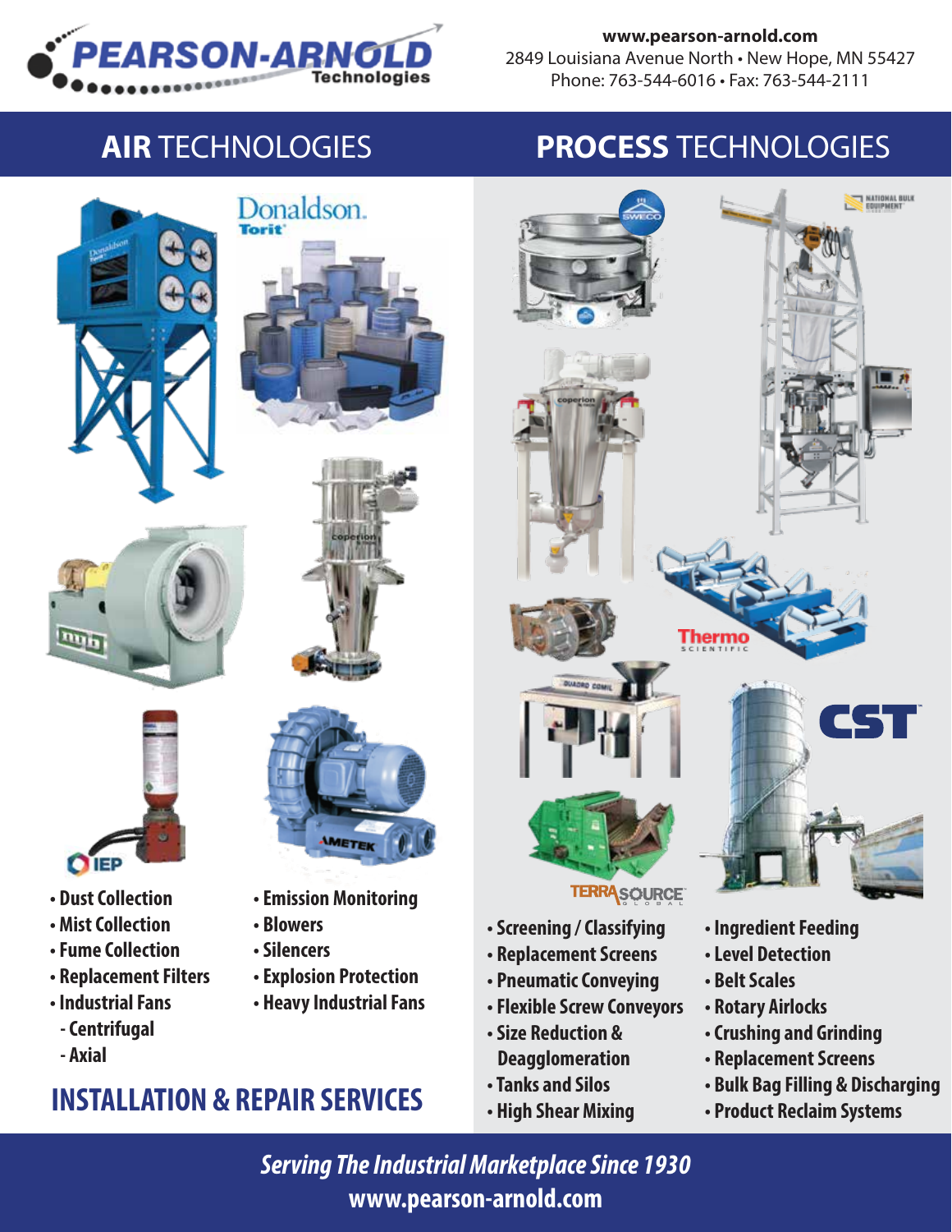# PEARSON-ARNOLD Technologies

www.pearson-arnold.com
2849 Louisiana Avenue North • New Hope, MN 55427
Phone: 763-544-6016 • Fax: 763-544-2111

## AIR TECHNOLOGIES

- Dust Collection
- Mist Collection
- Fume Collection
- Replacement Filters
- Industrial Fans
  - Centrifugal
  - Axial
- Emission Monitoring
- Blowers
- Silencers
- Explosion Protection
- Heavy Industrial Fans

## INSTALLATION & REPAIR SERVICES

## PROCESS TECHNOLOGIES

- Screening / Classifying
- Replacement Screens
- Pneumatic Conveying
- Flexible Screw Conveyors
- Size Reduction & Deagglomeration
- Tanks and Silos
- High Shear Mixing
- Ingredient Feeding
- Level Detection
- Belt Scales
- Rotary Airlocks
- Crushing and Grinding
- Replacement Screens
- Bulk Bag Filling & Discharging
- Product Reclaim Systems

*Serving The Industrial Marketplace Since 1930*

**www.pearson-arnold.com**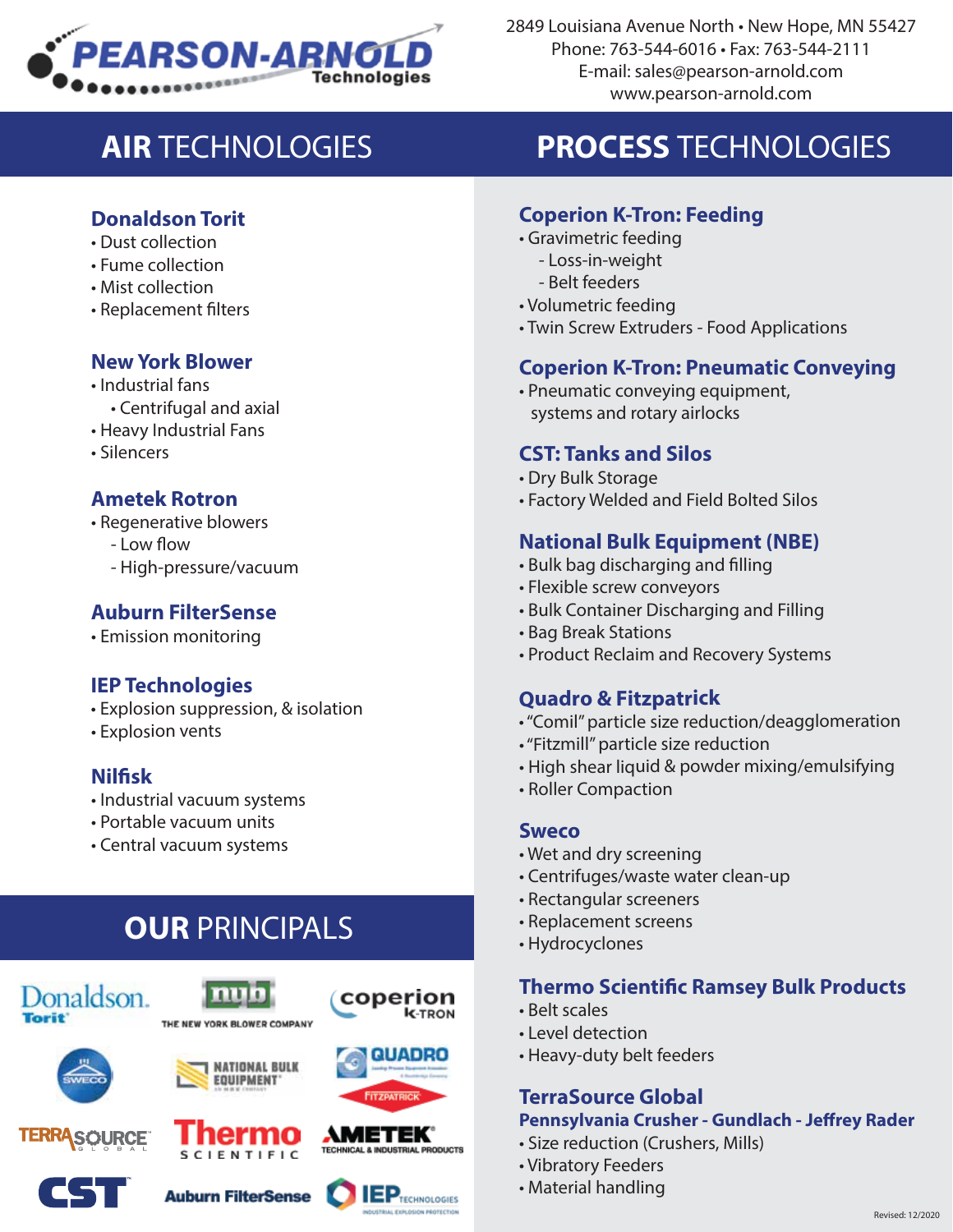# PEARSON-ARNOLD Technologies

2849 Louisiana Avenue North • New Hope, MN 55427
Phone: 763-544-6016 • Fax: 763-544-2111
E-mail: sales@pearson-arnold.com
www.pearson-arnold.com

## AIR TECHNOLOGIES

### Donaldson Torit
- Dust collection
- Fume collection
- Mist collection
- Replacement filters

### New York Blower
- Industrial fans
  - Centrifugal and axial
- Heavy Industrial Fans
- Silencers

### Ametek Rotron
- Regenerative blowers
  - Low flow
  - High-pressure/vacuum

### Auburn FilterSense
- Emission monitoring

### IEP Technologies
- Explosion suppression, & isolation
- Explosion vents

### Nilfisk
- Industrial vacuum systems
- Portable vacuum units
- Central vacuum systems

## OUR PRINCIPALS

Donaldson. Torit
nyb THE NEW YORK BLOWER COMPANY
coperion K-TRON
SWECO
NATIONAL BULK EQUIPMENT
QUADRO
FITZPATRICK
TERRASOURCE GLOBAL
Thermo SCIENTIFIC
AMETEK TECHNICAL & INDUSTRIAL PRODUCTS
CST
Auburn FilterSense
IEP TECHNOLOGIES INDUSTRIAL EXPLOSION PROTECTION

## PROCESS TECHNOLOGIES

### Coperion K-Tron: Feeding
- Gravimetric feeding
  - Loss-in-weight
  - Belt feeders
- Volumetric feeding
- Twin Screw Extruders - Food Applications

### Coperion K-Tron: Pneumatic Conveying
- Pneumatic conveying equipment, systems and rotary airlocks

### CST: Tanks and Silos
- Dry Bulk Storage
- Factory Welded and Field Bolted Silos

### National Bulk Equipment (NBE)
- Bulk bag discharging and filling
- Flexible screw conveyors
- Bulk Container Discharging and Filling
- Bag Break Stations
- Product Reclaim and Recovery Systems

### Quadro & Fitzpatrick
- "Comil" particle size reduction/deagglomeration
- "Fitzmill" particle size reduction
- High shear liquid & powder mixing/emulsifying
- Roller Compaction

### Sweco
- Wet and dry screening
- Centrifuges/waste water clean-up
- Rectangular screeners
- Replacement screens
- Hydrocyclones

### Thermo Scientific Ramsey Bulk Products
- Belt scales
- Level detection
- Heavy-duty belt feeders

### TerraSource Global
**Pennsylvania Crusher - Gundlach - Jeffrey Rader**
- Size reduction (Crushers, Mills)
- Vibratory Feeders
- Material handling

Revised: 12/2020